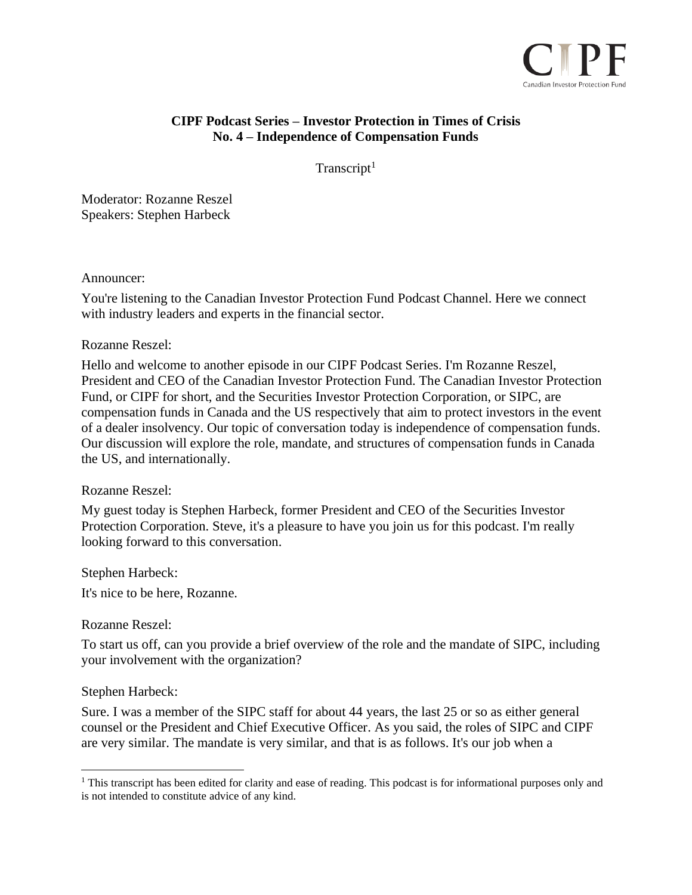CIPF

Canadian Investor Protection Fund

**CIPF Podcast Series – Investor Protection in Times of Crisis**
**No. 4 – Independence of Compensation Funds**

Transcript[1]

Moderator: Rozanne Reszel
Speakers: Stephen Harbeck

Announcer:

You're listening to the Canadian Investor Protection Fund Podcast Channel. Here we connect with industry leaders and experts in the financial sector.

Rozanne Reszel:

Hello and welcome to another episode in our CIPF Podcast Series. I'm Rozanne Reszel, President and CEO of the Canadian Investor Protection Fund. The Canadian Investor Protection Fund, or CIPF for short, and the Securities Investor Protection Corporation, or SIPC, are compensation funds in Canada and the US respectively that aim to protect investors in the event of a dealer insolvency. Our topic of conversation today is independence of compensation funds. Our discussion will explore the role, mandate, and structures of compensation funds in Canada the US, and internationally.

Rozanne Reszel:

My guest today is Stephen Harbeck, former President and CEO of the Securities Investor Protection Corporation. Steve, it's a pleasure to have you join us for this podcast. I'm really looking forward to this conversation.

Stephen Harbeck:

It's nice to be here, Rozanne.

Rozanne Reszel:

To start us off, can you provide a brief overview of the role and the mandate of SIPC, including your involvement with the organization?

Stephen Harbeck:

Sure. I was a member of the SIPC staff for about 44 years, the last 25 or so as either general counsel or the President and Chief Executive Officer. As you said, the roles of SIPC and CIPF are very similar. The mandate is very similar, and that is as follows. It's our job when a

[1] This transcript has been edited for clarity and ease of reading. This podcast is for informational purposes only and is not intended to constitute advice of any kind.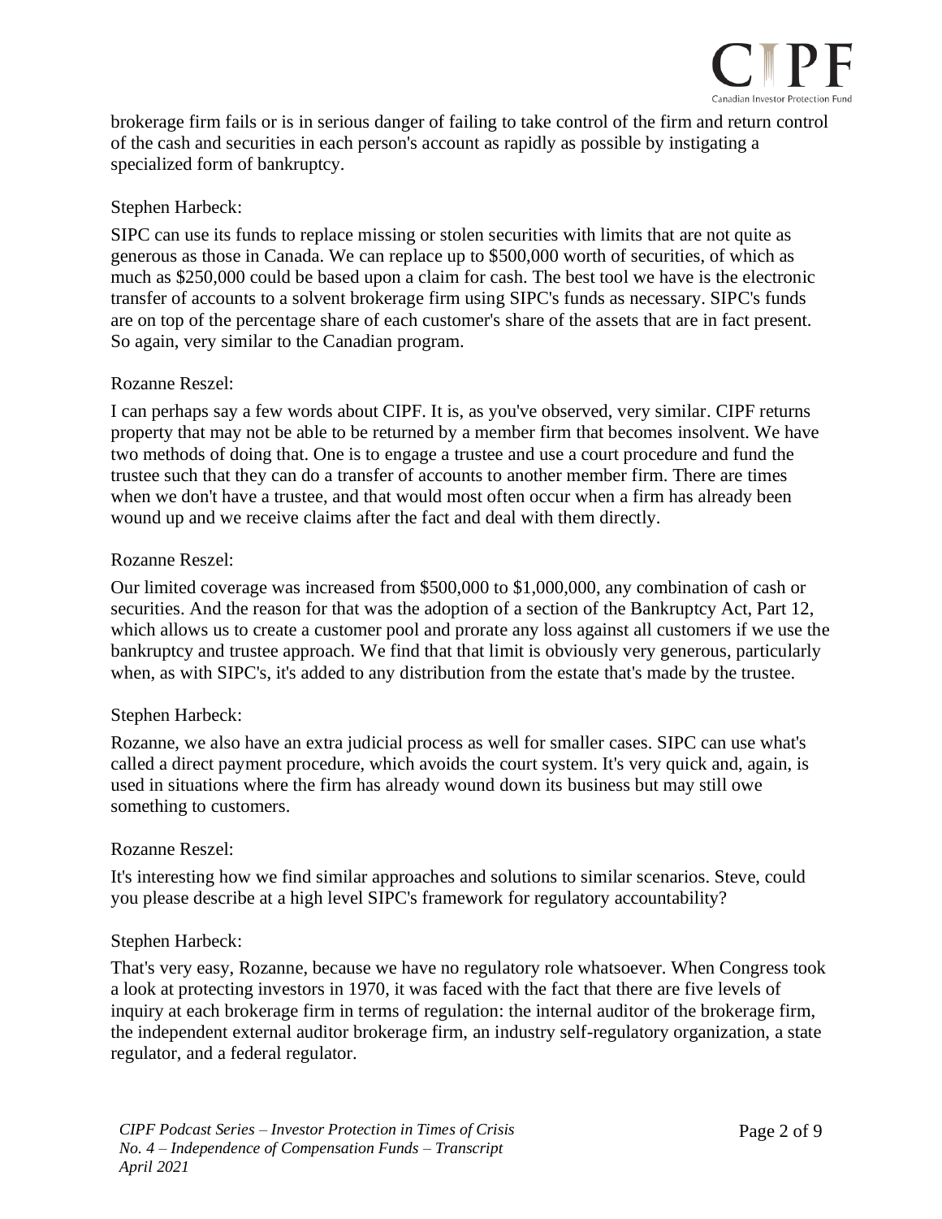brokerage firm fails or is in serious danger of failing to take control of the firm and return control of the cash and securities in each person's account as rapidly as possible by instigating a specialized form of bankruptcy.

Stephen Harbeck:

SIPC can use its funds to replace missing or stolen securities with limits that are not quite as generous as those in Canada. We can replace up to $500,000 worth of securities, of which as much as $250,000 could be based upon a claim for cash. The best tool we have is the electronic transfer of accounts to a solvent brokerage firm using SIPC's funds as necessary. SIPC's funds are on top of the percentage share of each customer's share of the assets that are in fact present. So again, very similar to the Canadian program.

Rozanne Reszel:

I can perhaps say a few words about CIPF. It is, as you've observed, very similar. CIPF returns property that may not be able to be returned by a member firm that becomes insolvent. We have two methods of doing that. One is to engage a trustee and use a court procedure and fund the trustee such that they can do a transfer of accounts to another member firm. There are times when we don't have a trustee, and that would most often occur when a firm has already been wound up and we receive claims after the fact and deal with them directly.

Rozanne Reszel:

Our limited coverage was increased from $500,000 to $1,000,000, any combination of cash or securities. And the reason for that was the adoption of a section of the Bankruptcy Act, Part 12, which allows us to create a customer pool and prorate any loss against all customers if we use the bankruptcy and trustee approach. We find that that limit is obviously very generous, particularly when, as with SIPC's, it's added to any distribution from the estate that's made by the trustee.

Stephen Harbeck:

Rozanne, we also have an extra judicial process as well for smaller cases. SIPC can use what's called a direct payment procedure, which avoids the court system. It's very quick and, again, is used in situations where the firm has already wound down its business but may still owe something to customers.

Rozanne Reszel:

It's interesting how we find similar approaches and solutions to similar scenarios. Steve, could you please describe at a high level SIPC's framework for regulatory accountability?

Stephen Harbeck:

That's very easy, Rozanne, because we have no regulatory role whatsoever. When Congress took a look at protecting investors in 1970, it was faced with the fact that there are five levels of inquiry at each brokerage firm in terms of regulation: the internal auditor of the brokerage firm, the independent external auditor brokerage firm, an industry self-regulatory organization, a state regulator, and a federal regulator.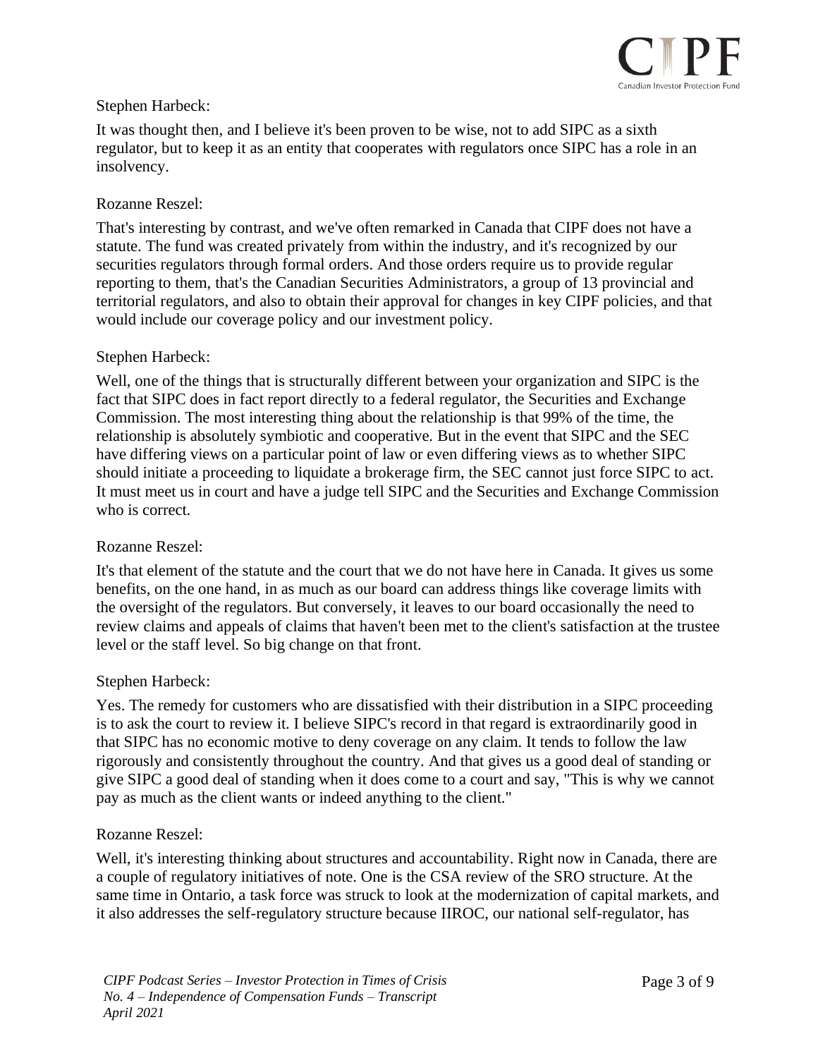Stephen Harbeck:

It was thought then, and I believe it's been proven to be wise, not to add SIPC as a sixth regulator, but to keep it as an entity that cooperates with regulators once SIPC has a role in an insolvency.

Rozanne Reszel:

That's interesting by contrast, and we've often remarked in Canada that CIPF does not have a statute. The fund was created privately from within the industry, and it's recognized by our securities regulators through formal orders. And those orders require us to provide regular reporting to them, that's the Canadian Securities Administrators, a group of 13 provincial and territorial regulators, and also to obtain their approval for changes in key CIPF policies, and that would include our coverage policy and our investment policy.

Stephen Harbeck:

Well, one of the things that is structurally different between your organization and SIPC is the fact that SIPC does in fact report directly to a federal regulator, the Securities and Exchange Commission. The most interesting thing about the relationship is that 99% of the time, the relationship is absolutely symbiotic and cooperative. But in the event that SIPC and the SEC have differing views on a particular point of law or even differing views as to whether SIPC should initiate a proceeding to liquidate a brokerage firm, the SEC cannot just force SIPC to act. It must meet us in court and have a judge tell SIPC and the Securities and Exchange Commission who is correct.

Rozanne Reszel:

It's that element of the statute and the court that we do not have here in Canada. It gives us some benefits, on the one hand, in as much as our board can address things like coverage limits with the oversight of the regulators. But conversely, it leaves to our board occasionally the need to review claims and appeals of claims that haven't been met to the client's satisfaction at the trustee level or the staff level. So big change on that front.

Stephen Harbeck:

Yes. The remedy for customers who are dissatisfied with their distribution in a SIPC proceeding is to ask the court to review it. I believe SIPC's record in that regard is extraordinarily good in that SIPC has no economic motive to deny coverage on any claim. It tends to follow the law rigorously and consistently throughout the country. And that gives us a good deal of standing or give SIPC a good deal of standing when it does come to a court and say, "This is why we cannot pay as much as the client wants or indeed anything to the client."

Rozanne Reszel:

Well, it's interesting thinking about structures and accountability. Right now in Canada, there are a couple of regulatory initiatives of note. One is the CSA review of the SRO structure. At the same time in Ontario, a task force was struck to look at the modernization of capital markets, and it also addresses the self-regulatory structure because IIROC, our national self-regulator, has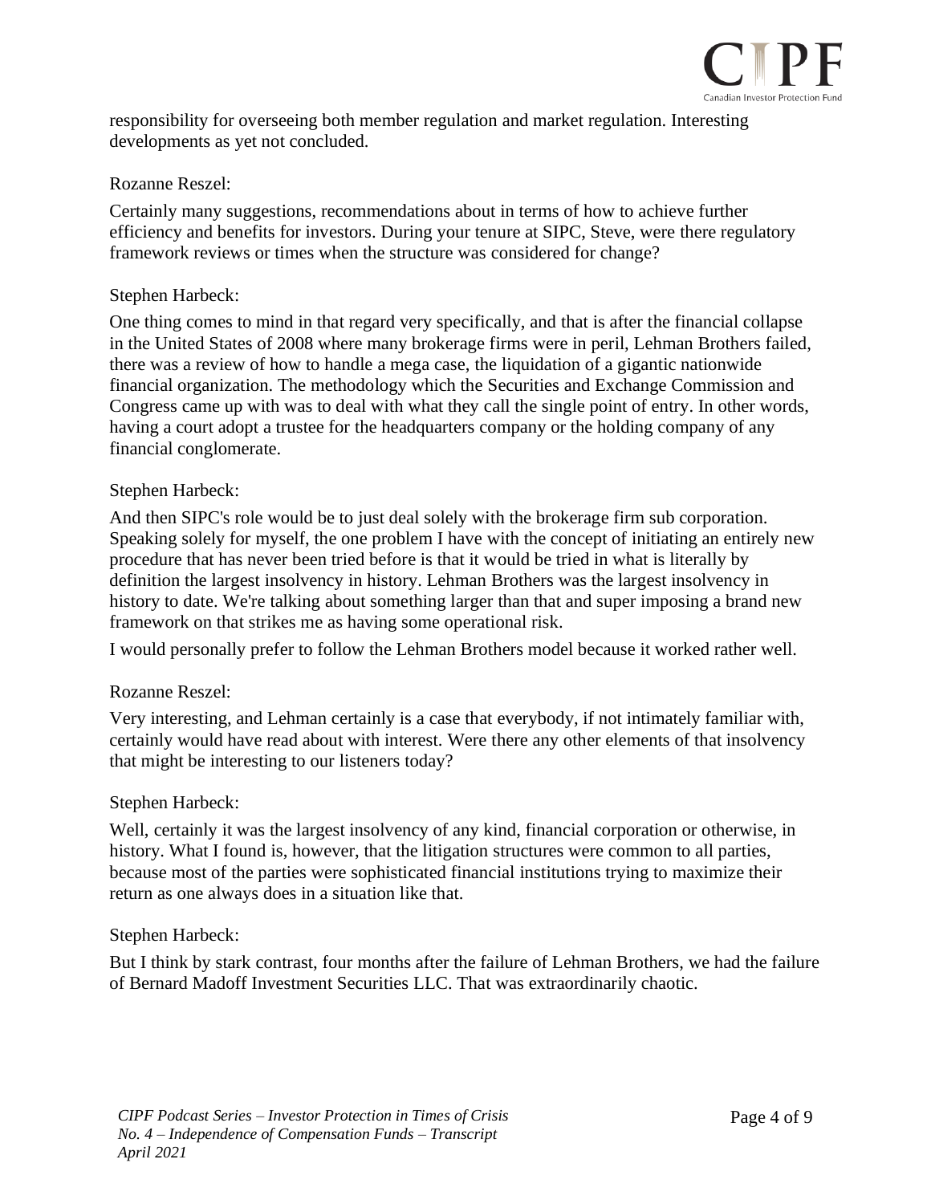responsibility for overseeing both member regulation and market regulation. Interesting developments as yet not concluded.

Rozanne Reszel:

Certainly many suggestions, recommendations about in terms of how to achieve further efficiency and benefits for investors. During your tenure at SIPC, Steve, were there regulatory framework reviews or times when the structure was considered for change?

Stephen Harbeck:

One thing comes to mind in that regard very specifically, and that is after the financial collapse in the United States of 2008 where many brokerage firms were in peril, Lehman Brothers failed, there was a review of how to handle a mega case, the liquidation of a gigantic nationwide financial organization. The methodology which the Securities and Exchange Commission and Congress came up with was to deal with what they call the single point of entry. In other words, having a court adopt a trustee for the headquarters company or the holding company of any financial conglomerate.

Stephen Harbeck:

And then SIPC's role would be to just deal solely with the brokerage firm sub corporation. Speaking solely for myself, the one problem I have with the concept of initiating an entirely new procedure that has never been tried before is that it would be tried in what is literally by definition the largest insolvency in history. Lehman Brothers was the largest insolvency in history to date. We're talking about something larger than that and super imposing a brand new framework on that strikes me as having some operational risk.

I would personally prefer to follow the Lehman Brothers model because it worked rather well.

Rozanne Reszel:

Very interesting, and Lehman certainly is a case that everybody, if not intimately familiar with, certainly would have read about with interest. Were there any other elements of that insolvency that might be interesting to our listeners today?

Stephen Harbeck:

Well, certainly it was the largest insolvency of any kind, financial corporation or otherwise, in history. What I found is, however, that the litigation structures were common to all parties, because most of the parties were sophisticated financial institutions trying to maximize their return as one always does in a situation like that.

Stephen Harbeck:

But I think by stark contrast, four months after the failure of Lehman Brothers, we had the failure of Bernard Madoff Investment Securities LLC. That was extraordinarily chaotic.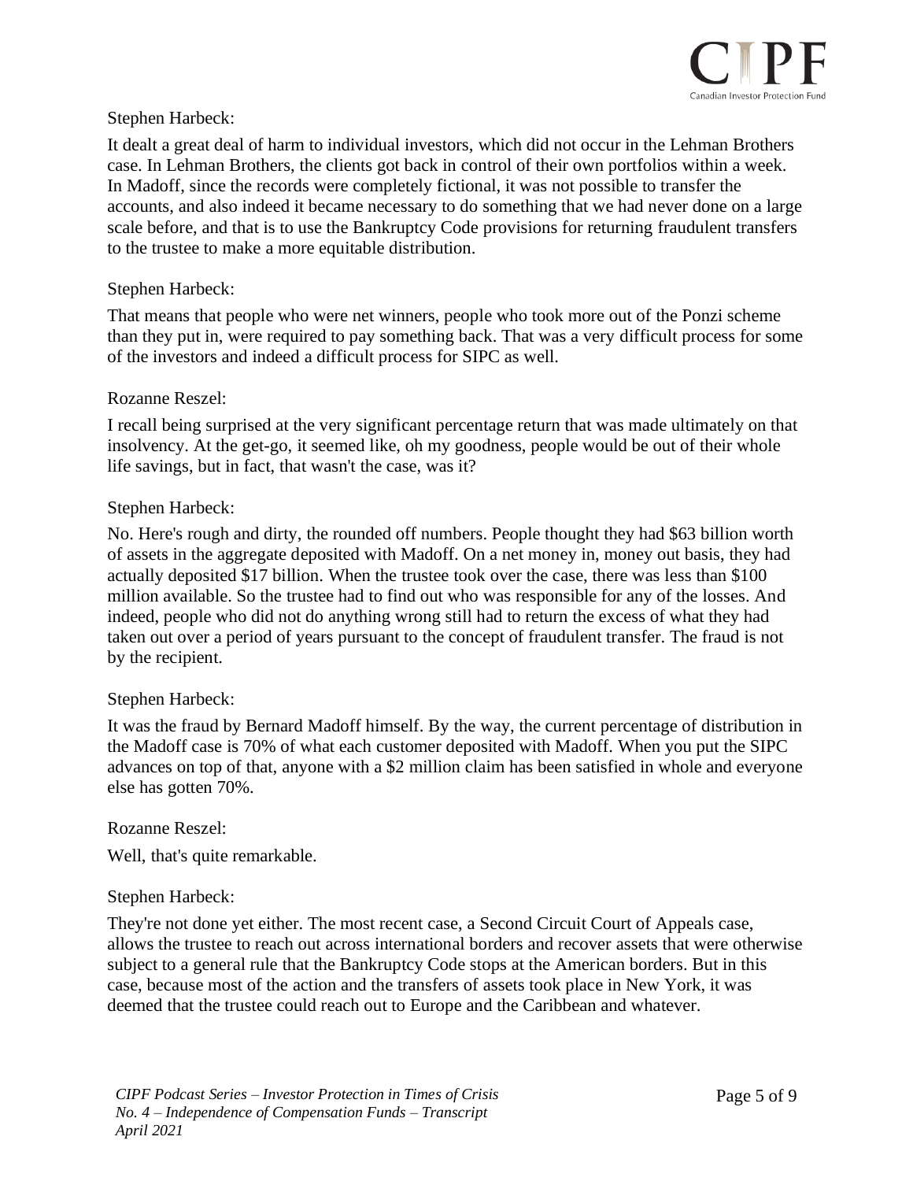Stephen Harbeck:

It dealt a great deal of harm to individual investors, which did not occur in the Lehman Brothers case. In Lehman Brothers, the clients got back in control of their own portfolios within a week. In Madoff, since the records were completely fictional, it was not possible to transfer the accounts, and also indeed it became necessary to do something that we had never done on a large scale before, and that is to use the Bankruptcy Code provisions for returning fraudulent transfers to the trustee to make a more equitable distribution.

Stephen Harbeck:

That means that people who were net winners, people who took more out of the Ponzi scheme than they put in, were required to pay something back. That was a very difficult process for some of the investors and indeed a difficult process for SIPC as well.

Rozanne Reszel:

I recall being surprised at the very significant percentage return that was made ultimately on that insolvency. At the get-go, it seemed like, oh my goodness, people would be out of their whole life savings, but in fact, that wasn't the case, was it?

Stephen Harbeck:

No. Here's rough and dirty, the rounded off numbers. People thought they had $63 billion worth of assets in the aggregate deposited with Madoff. On a net money in, money out basis, they had actually deposited $17 billion. When the trustee took over the case, there was less than $100 million available. So the trustee had to find out who was responsible for any of the losses. And indeed, people who did not do anything wrong still had to return the excess of what they had taken out over a period of years pursuant to the concept of fraudulent transfer. The fraud is not by the recipient.

Stephen Harbeck:

It was the fraud by Bernard Madoff himself. By the way, the current percentage of distribution in the Madoff case is 70% of what each customer deposited with Madoff. When you put the SIPC advances on top of that, anyone with a $2 million claim has been satisfied in whole and everyone else has gotten 70%.

Rozanne Reszel:

Well, that's quite remarkable.

Stephen Harbeck:

They're not done yet either. The most recent case, a Second Circuit Court of Appeals case, allows the trustee to reach out across international borders and recover assets that were otherwise subject to a general rule that the Bankruptcy Code stops at the American borders. But in this case, because most of the action and the transfers of assets took place in New York, it was deemed that the trustee could reach out to Europe and the Caribbean and whatever.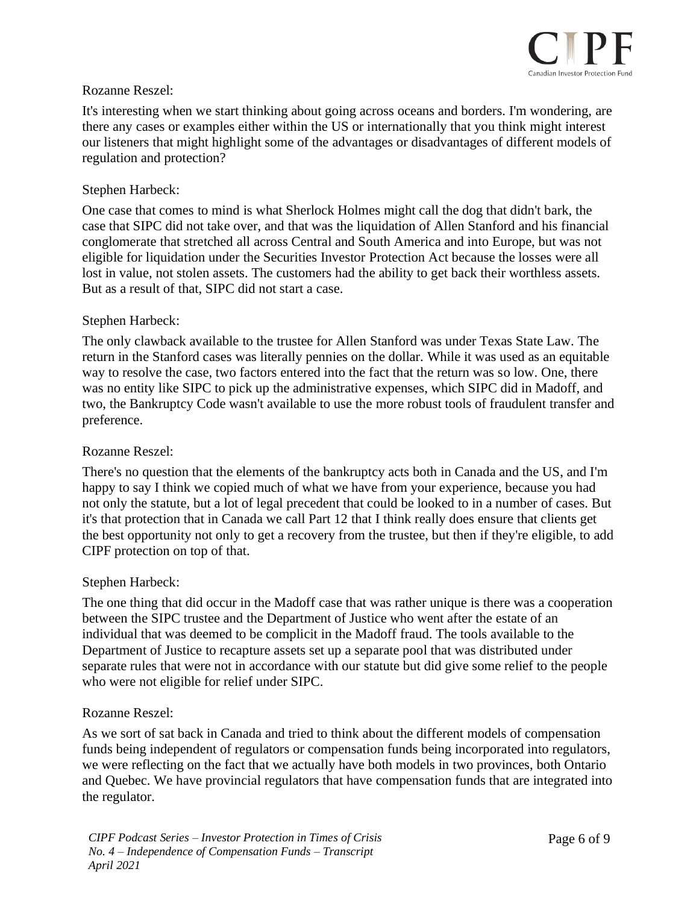Rozanne Reszel:

It's interesting when we start thinking about going across oceans and borders. I'm wondering, are there any cases or examples either within the US or internationally that you think might interest our listeners that might highlight some of the advantages or disadvantages of different models of regulation and protection?

Stephen Harbeck:

One case that comes to mind is what Sherlock Holmes might call the dog that didn't bark, the case that SIPC did not take over, and that was the liquidation of Allen Stanford and his financial conglomerate that stretched all across Central and South America and into Europe, but was not eligible for liquidation under the Securities Investor Protection Act because the losses were all lost in value, not stolen assets. The customers had the ability to get back their worthless assets. But as a result of that, SIPC did not start a case.

Stephen Harbeck:

The only clawback available to the trustee for Allen Stanford was under Texas State Law. The return in the Stanford cases was literally pennies on the dollar. While it was used as an equitable way to resolve the case, two factors entered into the fact that the return was so low. One, there was no entity like SIPC to pick up the administrative expenses, which SIPC did in Madoff, and two, the Bankruptcy Code wasn't available to use the more robust tools of fraudulent transfer and preference.

Rozanne Reszel:

There's no question that the elements of the bankruptcy acts both in Canada and the US, and I'm happy to say I think we copied much of what we have from your experience, because you had not only the statute, but a lot of legal precedent that could be looked to in a number of cases. But it's that protection that in Canada we call Part 12 that I think really does ensure that clients get the best opportunity not only to get a recovery from the trustee, but then if they're eligible, to add CIPF protection on top of that.

Stephen Harbeck:

The one thing that did occur in the Madoff case that was rather unique is there was a cooperation between the SIPC trustee and the Department of Justice who went after the estate of an individual that was deemed to be complicit in the Madoff fraud. The tools available to the Department of Justice to recapture assets set up a separate pool that was distributed under separate rules that were not in accordance with our statute but did give some relief to the people who were not eligible for relief under SIPC.

Rozanne Reszel:

As we sort of sat back in Canada and tried to think about the different models of compensation funds being independent of regulators or compensation funds being incorporated into regulators, we were reflecting on the fact that we actually have both models in two provinces, both Ontario and Quebec. We have provincial regulators that have compensation funds that are integrated into the regulator.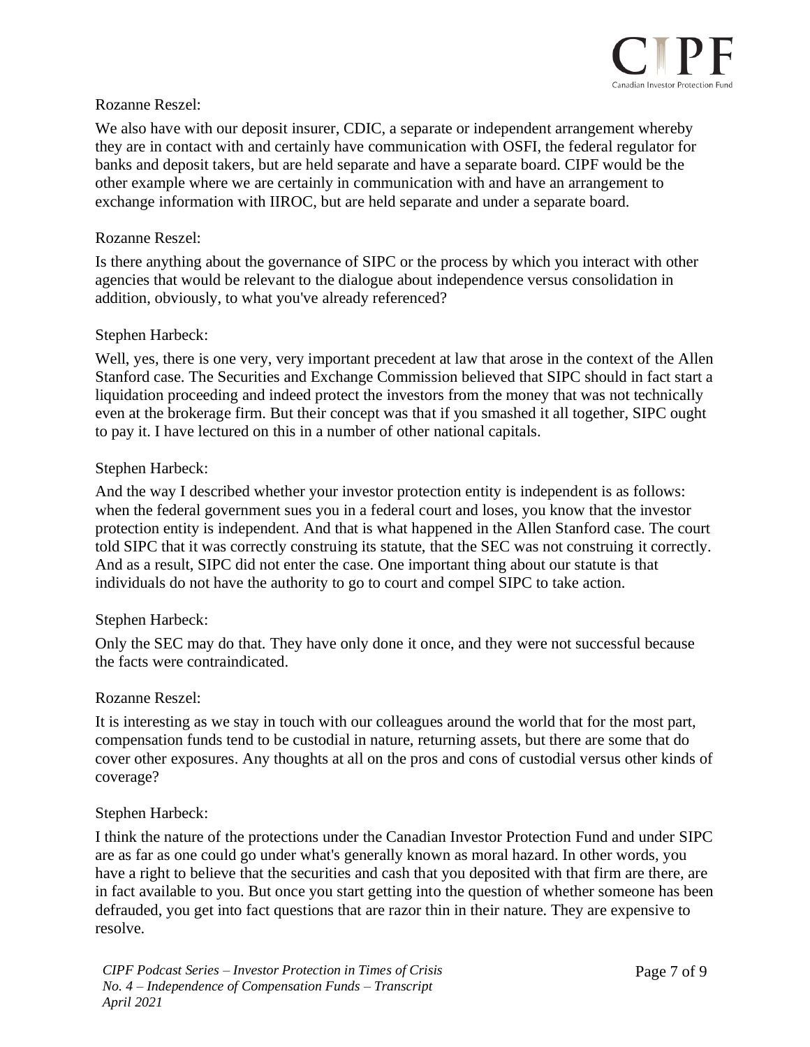Rozanne Reszel:

We also have with our deposit insurer, CDIC, a separate or independent arrangement whereby they are in contact with and certainly have communication with OSFI, the federal regulator for banks and deposit takers, but are held separate and have a separate board. CIPF would be the other example where we are certainly in communication with and have an arrangement to exchange information with IIROC, but are held separate and under a separate board.

Rozanne Reszel:

Is there anything about the governance of SIPC or the process by which you interact with other agencies that would be relevant to the dialogue about independence versus consolidation in addition, obviously, to what you've already referenced?

Stephen Harbeck:

Well, yes, there is one very, very important precedent at law that arose in the context of the Allen Stanford case. The Securities and Exchange Commission believed that SIPC should in fact start a liquidation proceeding and indeed protect the investors from the money that was not technically even at the brokerage firm. But their concept was that if you smashed it all together, SIPC ought to pay it. I have lectured on this in a number of other national capitals.

Stephen Harbeck:

And the way I described whether your investor protection entity is independent is as follows: when the federal government sues you in a federal court and loses, you know that the investor protection entity is independent. And that is what happened in the Allen Stanford case. The court told SIPC that it was correctly construing its statute, that the SEC was not construing it correctly. And as a result, SIPC did not enter the case. One important thing about our statute is that individuals do not have the authority to go to court and compel SIPC to take action.

Stephen Harbeck:

Only the SEC may do that. They have only done it once, and they were not successful because the facts were contraindicated.

Rozanne Reszel:

It is interesting as we stay in touch with our colleagues around the world that for the most part, compensation funds tend to be custodial in nature, returning assets, but there are some that do cover other exposures. Any thoughts at all on the pros and cons of custodial versus other kinds of coverage?

Stephen Harbeck:

I think the nature of the protections under the Canadian Investor Protection Fund and under SIPC are as far as one could go under what's generally known as moral hazard. In other words, you have a right to believe that the securities and cash that you deposited with that firm are there, are in fact available to you. But once you start getting into the question of whether someone has been defrauded, you get into fact questions that are razor thin in their nature. They are expensive to resolve.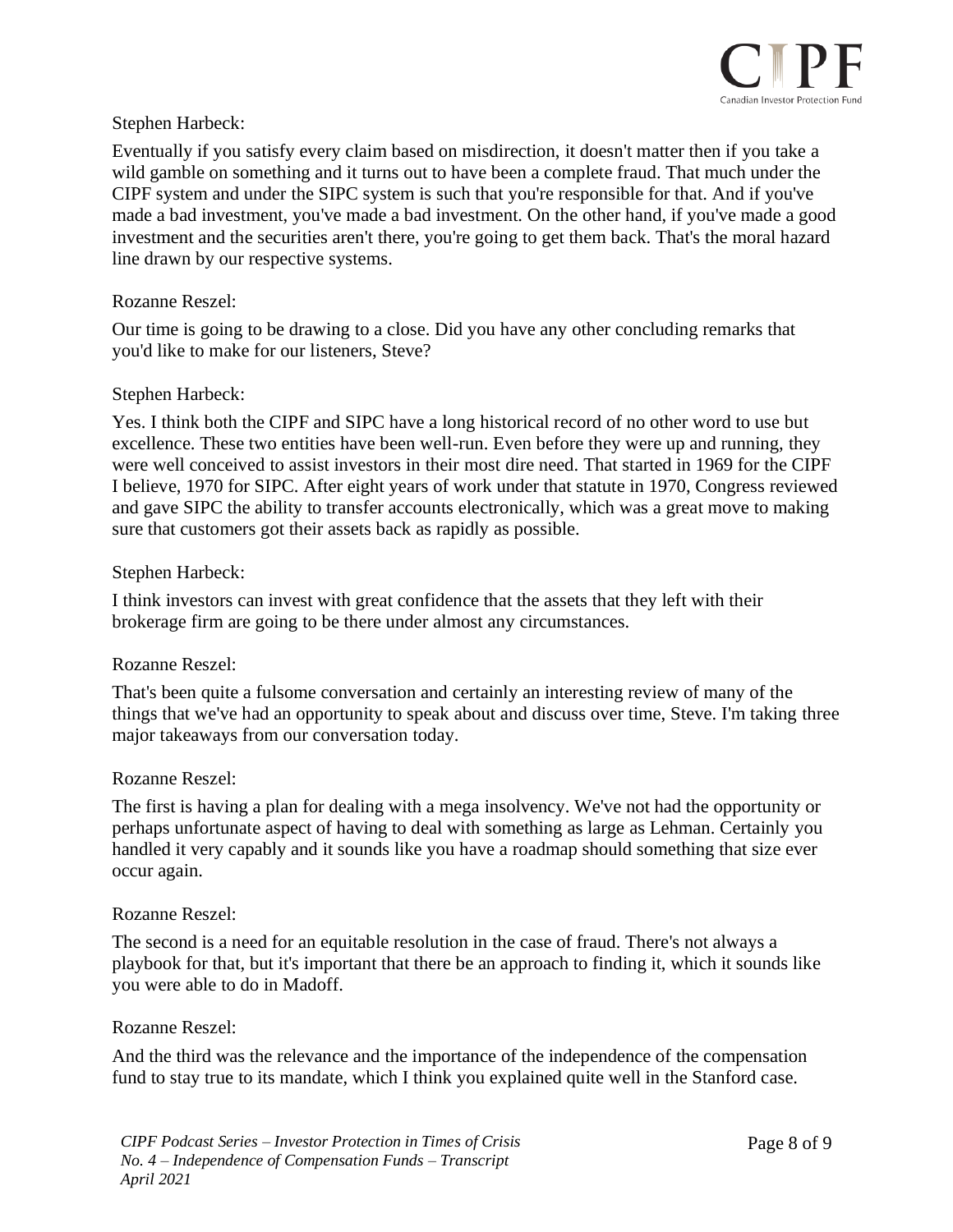Stephen Harbeck:

Eventually if you satisfy every claim based on misdirection, it doesn't matter then if you take a wild gamble on something and it turns out to have been a complete fraud. That much under the CIPF system and under the SIPC system is such that you're responsible for that. And if you've made a bad investment, you've made a bad investment. On the other hand, if you've made a good investment and the securities aren't there, you're going to get them back. That's the moral hazard line drawn by our respective systems.

Rozanne Reszel:

Our time is going to be drawing to a close. Did you have any other concluding remarks that you'd like to make for our listeners, Steve?

Stephen Harbeck:

Yes. I think both the CIPF and SIPC have a long historical record of no other word to use but excellence. These two entities have been well-run. Even before they were up and running, they were well conceived to assist investors in their most dire need. That started in 1969 for the CIPF I believe, 1970 for SIPC. After eight years of work under that statute in 1970, Congress reviewed and gave SIPC the ability to transfer accounts electronically, which was a great move to making sure that customers got their assets back as rapidly as possible.

Stephen Harbeck:

I think investors can invest with great confidence that the assets that they left with their brokerage firm are going to be there under almost any circumstances.

Rozanne Reszel:

That's been quite a fulsome conversation and certainly an interesting review of many of the things that we've had an opportunity to speak about and discuss over time, Steve. I'm taking three major takeaways from our conversation today.

Rozanne Reszel:

The first is having a plan for dealing with a mega insolvency. We've not had the opportunity or perhaps unfortunate aspect of having to deal with something as large as Lehman. Certainly you handled it very capably and it sounds like you have a roadmap should something that size ever occur again.

Rozanne Reszel:

The second is a need for an equitable resolution in the case of fraud. There's not always a playbook for that, but it's important that there be an approach to finding it, which it sounds like you were able to do in Madoff.

Rozanne Reszel:

And the third was the relevance and the importance of the independence of the compensation fund to stay true to its mandate, which I think you explained quite well in the Stanford case.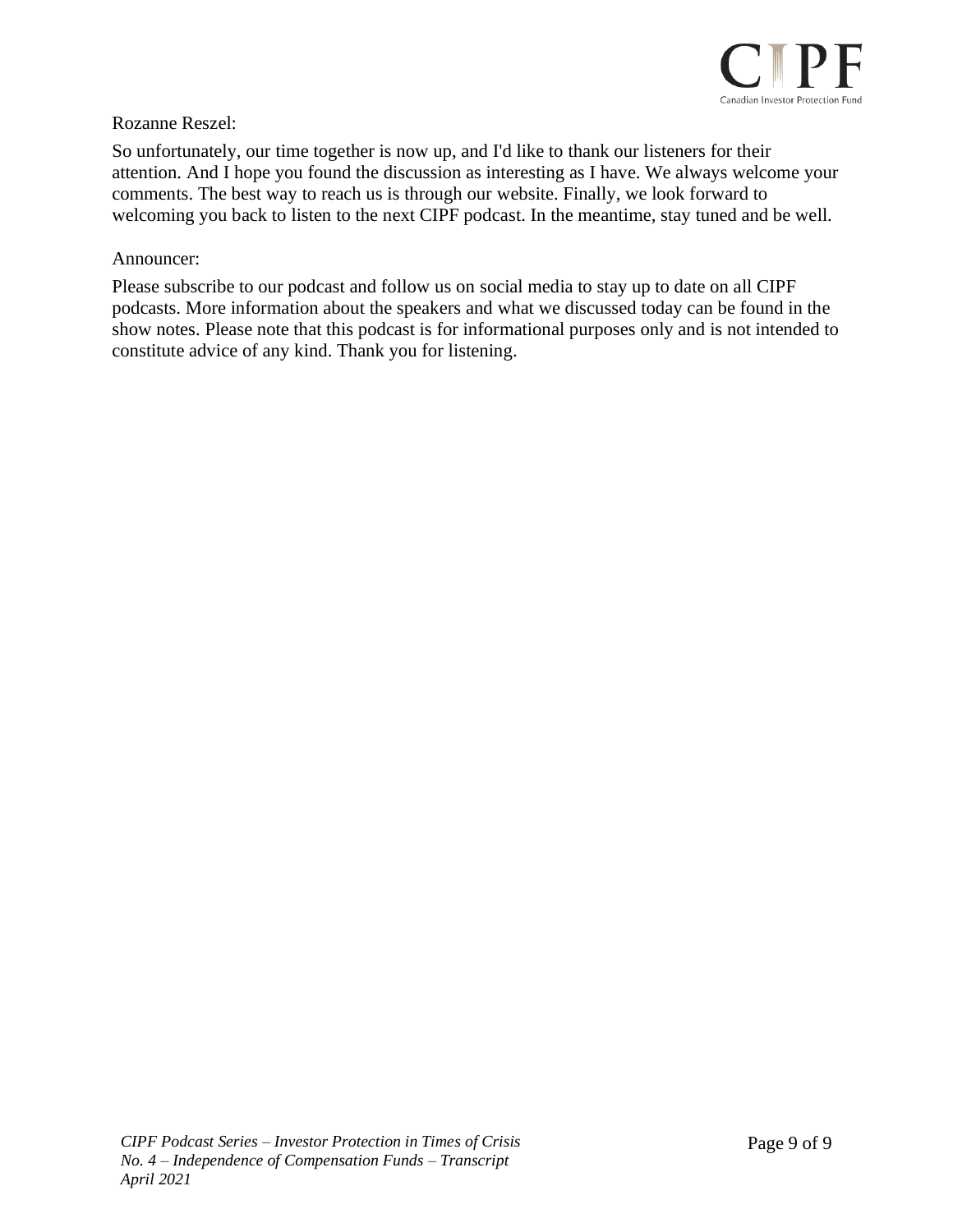Rozanne Reszel:

So unfortunately, our time together is now up, and I'd like to thank our listeners for their attention. And I hope you found the discussion as interesting as I have. We always welcome your comments. The best way to reach us is through our website. Finally, we look forward to welcoming you back to listen to the next CIPF podcast. In the meantime, stay tuned and be well.

Announcer:

Please subscribe to our podcast and follow us on social media to stay up to date on all CIPF podcasts. More information about the speakers and what we discussed today can be found in the show notes. Please note that this podcast is for informational purposes only and is not intended to constitute advice of any kind. Thank you for listening.